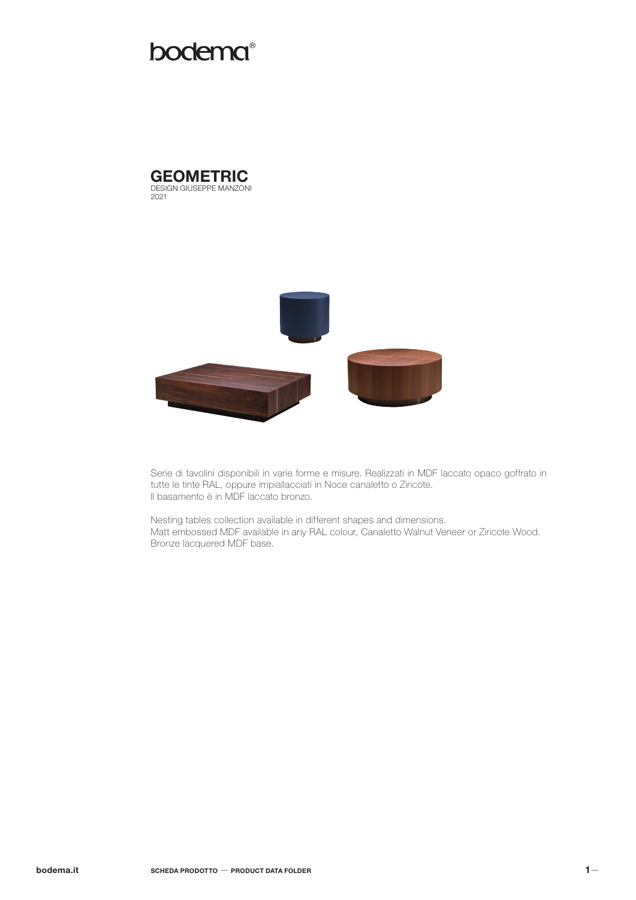bodema®

# GEOMETRIC

DESIGN GIUSEPPE MANZONI
2021

Serie di tavolini disponibili in varie forme e misure. Realizzati in MDF laccato opaco goffrato in tutte le tinte RAL, oppure impiallacciati in Noce canaletto o Ziricote.
Il basamento è in MDF laccato bronzo.

Nesting tables collection available in different shapes and dimensions.
Matt embossed MDF available in any RAL colour, Canaletto Walnut Veneer or Ziricote Wood.
Bronze lacquered MDF base.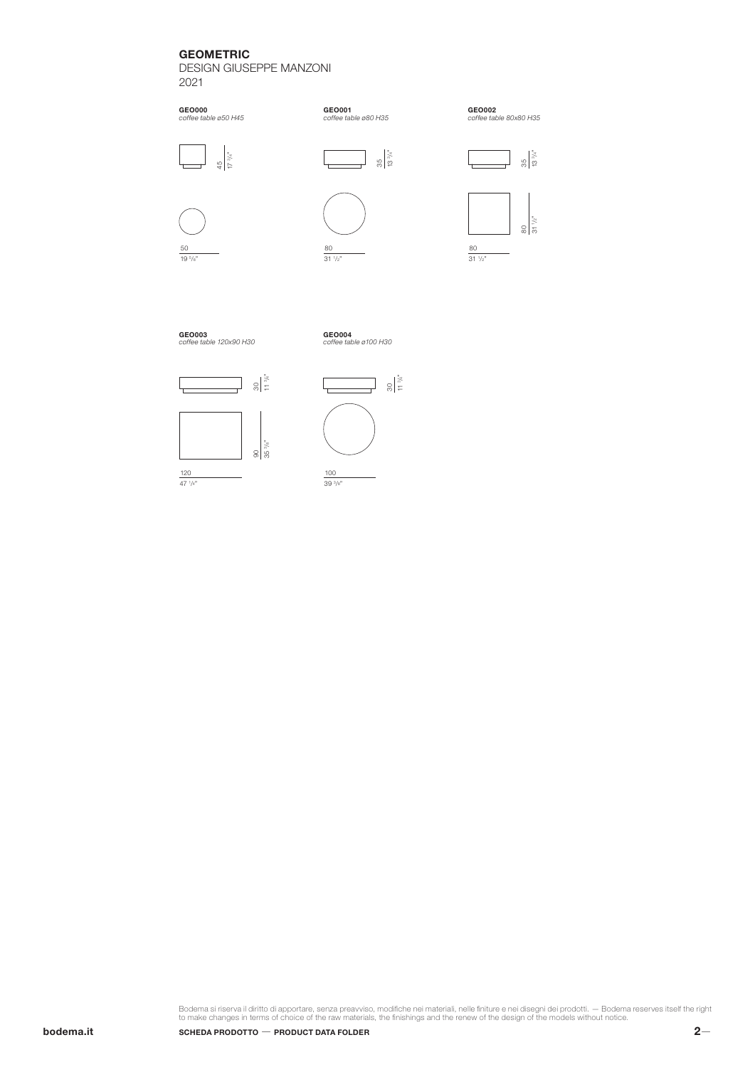# GEOMETRIC

DESIGN GIUSEPPE MANZONI

2021

**GEO000**
*coffee table ø50 H45*

45 | 17 3/4"

50 | 19 5/8"

**GEO001**
*coffee table ø80 H35*

35 | 13 3/4"

80 | 31 1/2"

**GEO002**
*coffee table 80x80 H35*

35 | 13 3/4"

80 | 31 1/2"

80 | 31 1/2"

**GEO003**
*coffee table 120x90 H30*

30 | 11 3/4"

90 | 35 3/8"

120 | 47 1/4"

**GEO004**
*coffee table ø100 H30*

30 | 11 3/4"

100 | 39 3/8"

Bodema si riserva il diritto di apportare, senza preavviso, modifiche nei materiali, nelle finiture e nei disegni dei prodotti. — Bodema reserves itself the right to make changes in terms of choice of the raw materials, the finishings and the renew of the design of the models without notice.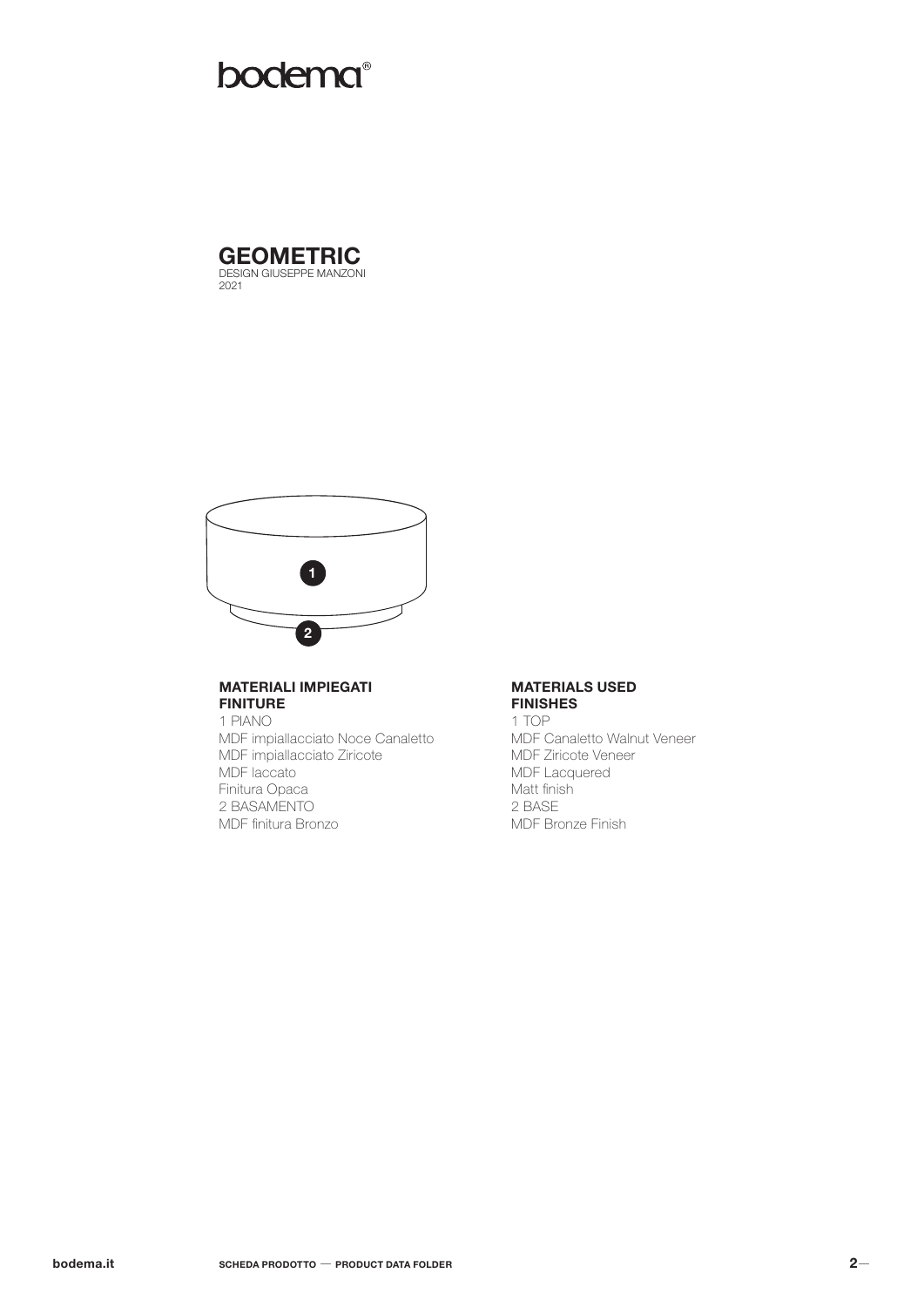bodema®

# GEOMETRIC

DESIGN GIUSEPPE MANZONI
2021

1

2

### MATERIALI IMPIEGATI FINITURE

1 PIANO
MDF impiallacciato Noce Canaletto
MDF impiallacciato Ziricote
MDF laccato
Finitura Opaca
2 BASAMENTO
MDF finitura Bronzo

### MATERIALS USED FINISHES

1 TOP
MDF Canaletto Walnut Veneer
MDF Ziricote Veneer
MDF Lacquered
Matt finish
2 BASE
MDF Bronze Finish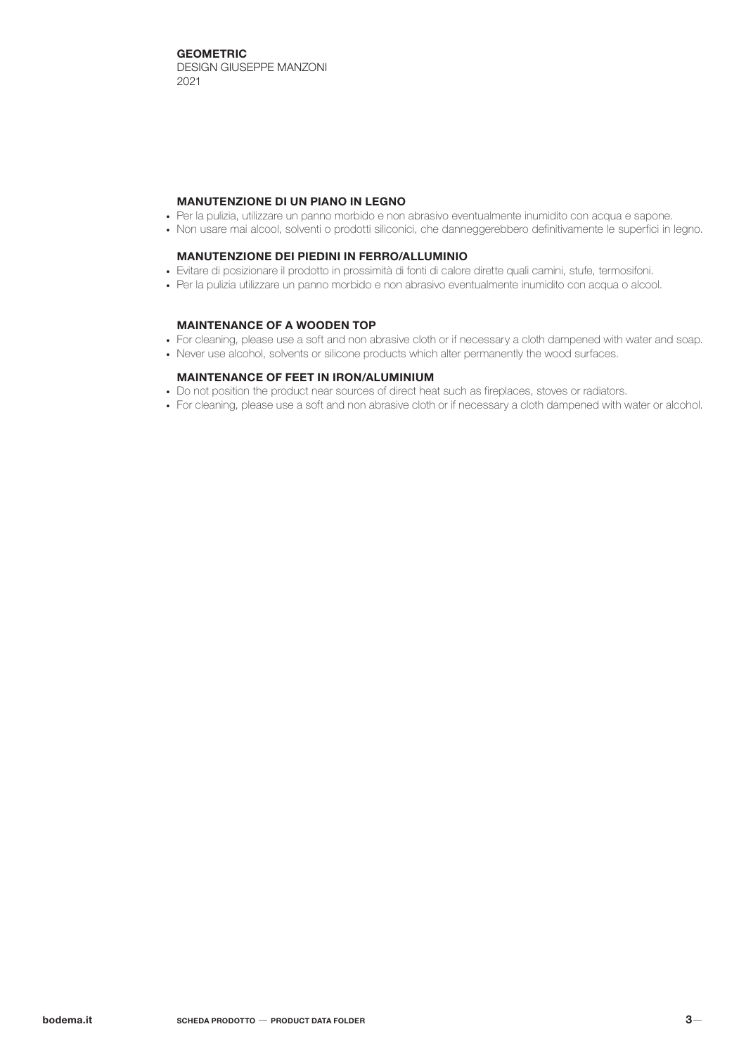**GEOMETRIC**
DESIGN GIUSEPPE MANZONI
2021

### MANUTENZIONE DI UN PIANO IN LEGNO

- Per la pulizia, utilizzare un panno morbido e non abrasivo eventualmente inumidito con acqua e sapone.
- Non usare mai alcool, solventi o prodotti siliconici, che danneggerebbero definitivamente le superfici in legno.

### MANUTENZIONE DEI PIEDINI IN FERRO/ALLUMINIO

- Evitare di posizionare il prodotto in prossimità di fonti di calore dirette quali camini, stufe, termosifoni.
- Per la pulizia utilizzare un panno morbido e non abrasivo eventualmente inumidito con acqua o alcool.

### MAINTENANCE OF A WOODEN TOP

- For cleaning, please use a soft and non abrasive cloth or if necessary a cloth dampened with water and soap.
- Never use alcohol, solvents or silicone products which alter permanently the wood surfaces.

### MAINTENANCE OF FEET IN IRON/ALUMINIUM

- Do not position the product near sources of direct heat such as fireplaces, stoves or radiators.
- For cleaning, please use a soft and non abrasive cloth or if necessary a cloth dampened with water or alcohol.